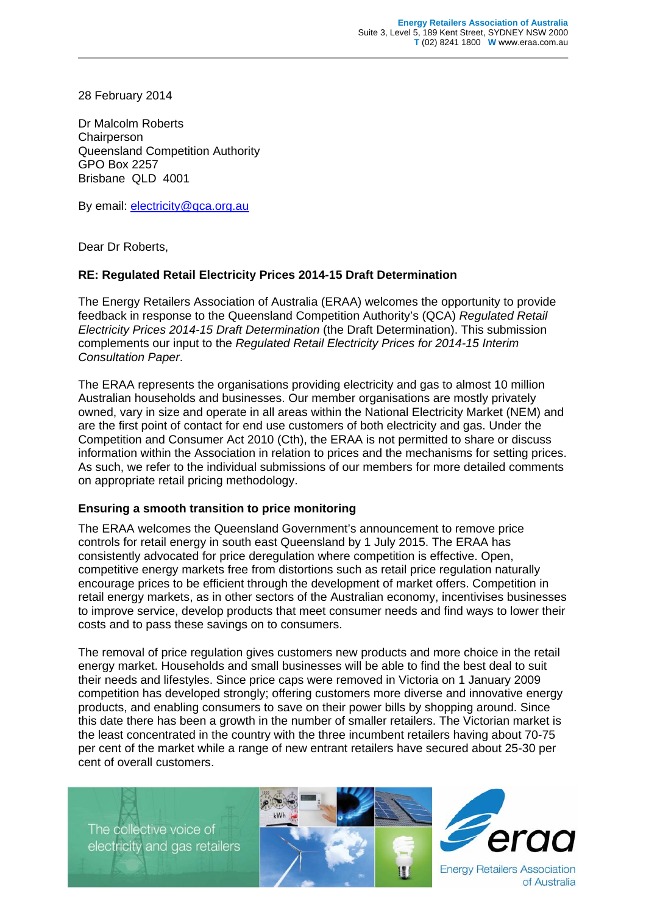Energy Retailers Association of Australia
Suite 3, Level 5, 189 Kent Street, SYDNEY NSW 2000
T (02) 8241 1800 W www.eraa.com.au

28 February 2014

Dr Malcolm Roberts
Chairperson
Queensland Competition Authority
GPO Box 2257
Brisbane QLD 4001

By email: electricity@qca.org.au

Dear Dr Roberts,

**RE: Regulated Retail Electricity Prices 2014-15 Draft Determination**

The Energy Retailers Association of Australia (ERAA) welcomes the opportunity to provide feedback in response to the Queensland Competition Authority's (QCA) *Regulated Retail Electricity Prices 2014-15 Draft Determination* (the Draft Determination). This submission complements our input to the *Regulated Retail Electricity Prices for 2014-15 Interim Consultation Paper*.

The ERAA represents the organisations providing electricity and gas to almost 10 million Australian households and businesses. Our member organisations are mostly privately owned, vary in size and operate in all areas within the National Electricity Market (NEM) and are the first point of contact for end use customers of both electricity and gas. Under the Competition and Consumer Act 2010 (Cth), the ERAA is not permitted to share or discuss information within the Association in relation to prices and the mechanisms for setting prices. As such, we refer to the individual submissions of our members for more detailed comments on appropriate retail pricing methodology.

**Ensuring a smooth transition to price monitoring**

The ERAA welcomes the Queensland Government's announcement to remove price controls for retail energy in south east Queensland by 1 July 2015. The ERAA has consistently advocated for price deregulation where competition is effective. Open, competitive energy markets free from distortions such as retail price regulation naturally encourage prices to be efficient through the development of market offers. Competition in retail energy markets, as in other sectors of the Australian economy, incentivises businesses to improve service, develop products that meet consumer needs and find ways to lower their costs and to pass these savings on to consumers.

The removal of price regulation gives customers new products and more choice in the retail energy market. Households and small businesses will be able to find the best deal to suit their needs and lifestyles. Since price caps were removed in Victoria on 1 January 2009 competition has developed strongly; offering customers more diverse and innovative energy products, and enabling consumers to save on their power bills by shopping around. Since this date there has been a growth in the number of smaller retailers. The Victorian market is the least concentrated in the country with the three incumbent retailers having about 70-75 per cent of the market while a range of new entrant retailers have secured about 25-30 per cent of overall customers.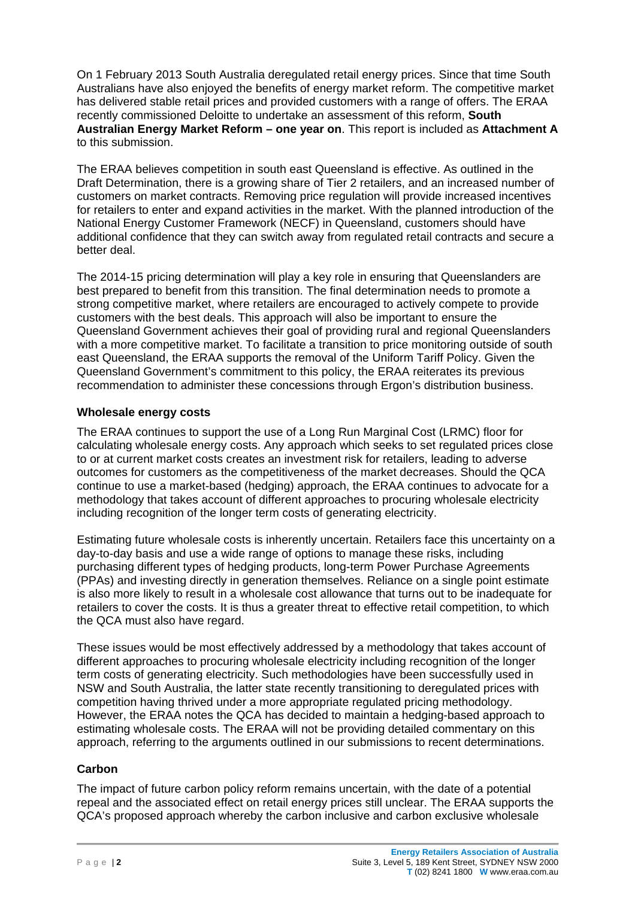On 1 February 2013 South Australia deregulated retail energy prices. Since that time South Australians have also enjoyed the benefits of energy market reform. The competitive market has delivered stable retail prices and provided customers with a range of offers. The ERAA recently commissioned Deloitte to undertake an assessment of this reform, **South Australian Energy Market Reform – one year on**. This report is included as **Attachment A** to this submission.

The ERAA believes competition in south east Queensland is effective. As outlined in the Draft Determination, there is a growing share of Tier 2 retailers, and an increased number of customers on market contracts. Removing price regulation will provide increased incentives for retailers to enter and expand activities in the market. With the planned introduction of the National Energy Customer Framework (NECF) in Queensland, customers should have additional confidence that they can switch away from regulated retail contracts and secure a better deal.

The 2014-15 pricing determination will play a key role in ensuring that Queenslanders are best prepared to benefit from this transition. The final determination needs to promote a strong competitive market, where retailers are encouraged to actively compete to provide customers with the best deals. This approach will also be important to ensure the Queensland Government achieves their goal of providing rural and regional Queenslanders with a more competitive market. To facilitate a transition to price monitoring outside of south east Queensland, the ERAA supports the removal of the Uniform Tariff Policy. Given the Queensland Government's commitment to this policy, the ERAA reiterates its previous recommendation to administer these concessions through Ergon's distribution business.

**Wholesale energy costs**

The ERAA continues to support the use of a Long Run Marginal Cost (LRMC) floor for calculating wholesale energy costs. Any approach which seeks to set regulated prices close to or at current market costs creates an investment risk for retailers, leading to adverse outcomes for customers as the competitiveness of the market decreases. Should the QCA continue to use a market-based (hedging) approach, the ERAA continues to advocate for a methodology that takes account of different approaches to procuring wholesale electricity including recognition of the longer term costs of generating electricity.

Estimating future wholesale costs is inherently uncertain. Retailers face this uncertainty on a day-to-day basis and use a wide range of options to manage these risks, including purchasing different types of hedging products, long-term Power Purchase Agreements (PPAs) and investing directly in generation themselves. Reliance on a single point estimate is also more likely to result in a wholesale cost allowance that turns out to be inadequate for retailers to cover the costs. It is thus a greater threat to effective retail competition, to which the QCA must also have regard.

These issues would be most effectively addressed by a methodology that takes account of different approaches to procuring wholesale electricity including recognition of the longer term costs of generating electricity. Such methodologies have been successfully used in NSW and South Australia, the latter state recently transitioning to deregulated prices with competition having thrived under a more appropriate regulated pricing methodology. However, the ERAA notes the QCA has decided to maintain a hedging-based approach to estimating wholesale costs. The ERAA will not be providing detailed commentary on this approach, referring to the arguments outlined in our submissions to recent determinations.

**Carbon**

The impact of future carbon policy reform remains uncertain, with the date of a potential repeal and the associated effect on retail energy prices still unclear. The ERAA supports the QCA's proposed approach whereby the carbon inclusive and carbon exclusive wholesale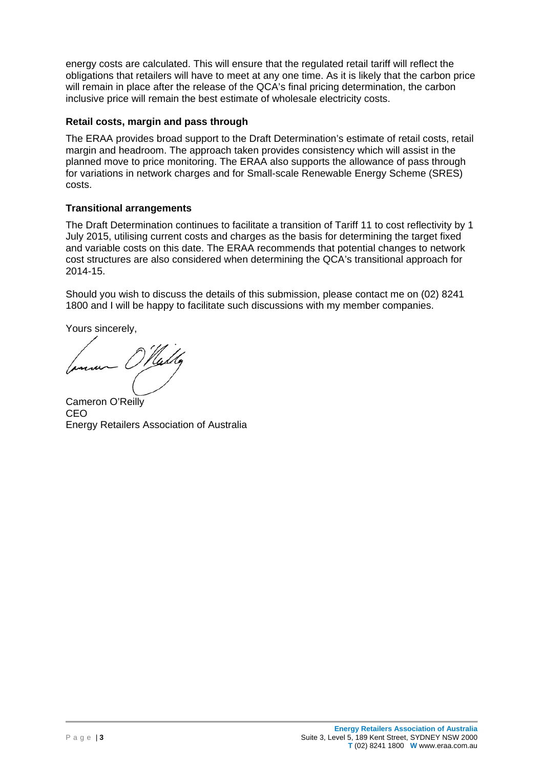energy costs are calculated. This will ensure that the regulated retail tariff will reflect the obligations that retailers will have to meet at any one time. As it is likely that the carbon price will remain in place after the release of the QCA's final pricing determination, the carbon inclusive price will remain the best estimate of wholesale electricity costs.

### Retail costs, margin and pass through

The ERAA provides broad support to the Draft Determination's estimate of retail costs, retail margin and headroom. The approach taken provides consistency which will assist in the planned move to price monitoring. The ERAA also supports the allowance of pass through for variations in network charges and for Small-scale Renewable Energy Scheme (SRES) costs.

### Transitional arrangements

The Draft Determination continues to facilitate a transition of Tariff 11 to cost reflectivity by 1 July 2015, utilising current costs and charges as the basis for determining the target fixed and variable costs on this date. The ERAA recommends that potential changes to network cost structures are also considered when determining the QCA's transitional approach for 2014-15.

Should you wish to discuss the details of this submission, please contact me on (02) 8241 1800 and I will be happy to facilitate such discussions with my member companies.

Yours sincerely,

Cameron O'Reilly
CEO
Energy Retailers Association of Australia